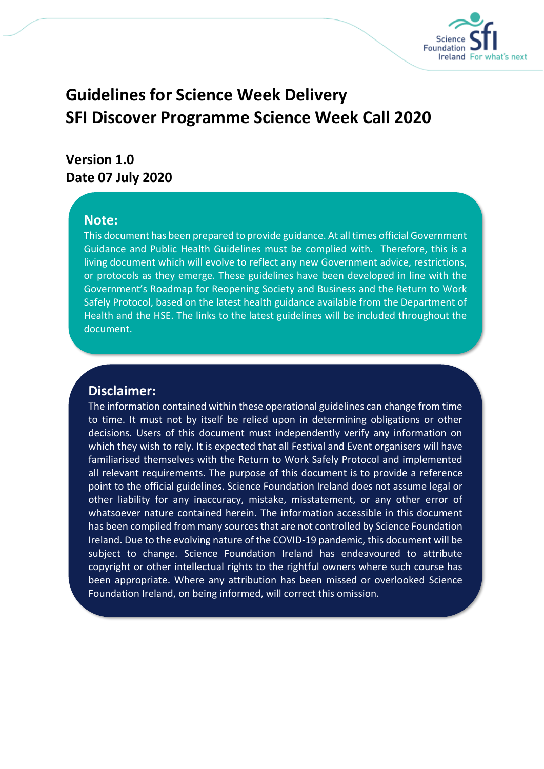# Guidelines for Science Week Delivery
# SFI Discover Programme Science Week Call 2020

**Version 1.0**
**Date 07 July 2020**

## Note:

This document has been prepared to provide guidance. At all times official Government Guidance and Public Health Guidelines must be complied with. Therefore, this is a living document which will evolve to reflect any new Government advice, restrictions, or protocols as they emerge. These guidelines have been developed in line with the Government's Roadmap for Reopening Society and Business and the Return to Work Safely Protocol, based on the latest health guidance available from the Department of Health and the HSE. The links to the latest guidelines will be included throughout the document.

## Disclaimer:

The information contained within these operational guidelines can change from time to time. It must not by itself be relied upon in determining obligations or other decisions. Users of this document must independently verify any information on which they wish to rely. It is expected that all Festival and Event organisers will have familiarised themselves with the Return to Work Safely Protocol and implemented all relevant requirements. The purpose of this document is to provide a reference point to the official guidelines. Science Foundation Ireland does not assume legal or other liability for any inaccuracy, mistake, misstatement, or any other error of whatsoever nature contained herein. The information accessible in this document has been compiled from many sources that are not controlled by Science Foundation Ireland. Due to the evolving nature of the COVID-19 pandemic, this document will be subject to change. Science Foundation Ireland has endeavoured to attribute copyright or other intellectual rights to the rightful owners where such course has been appropriate. Where any attribution has been missed or overlooked Science Foundation Ireland, on being informed, will correct this omission.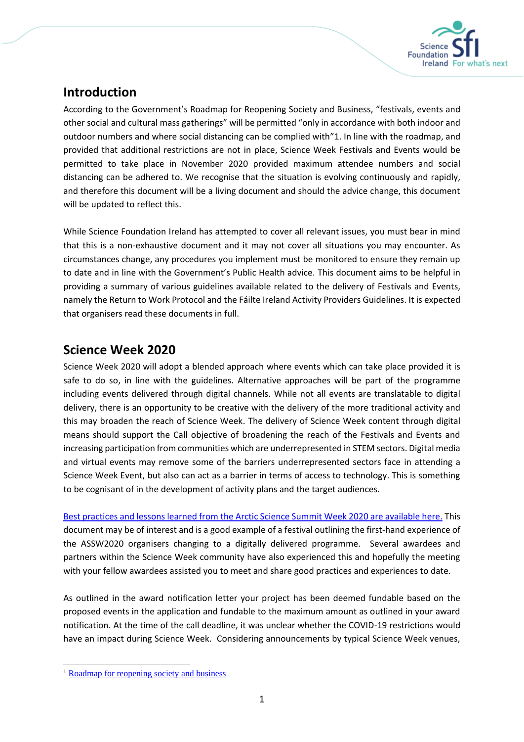## Introduction

According to the Government's Roadmap for Reopening Society and Business, "festivals, events and other social and cultural mass gatherings" will be permitted "only in accordance with both indoor and outdoor numbers and where social distancing can be complied with"[1]. In line with the roadmap, and provided that additional restrictions are not in place, Science Week Festivals and Events would be permitted to take place in November 2020 provided maximum attendee numbers and social distancing can be adhered to. We recognise that the situation is evolving continuously and rapidly, and therefore this document will be a living document and should the advice change, this document will be updated to reflect this.

While Science Foundation Ireland has attempted to cover all relevant issues, you must bear in mind that this is a non-exhaustive document and it may not cover all situations you may encounter. As circumstances change, any procedures you implement must be monitored to ensure they remain up to date and in line with the Government's Public Health advice. This document aims to be helpful in providing a summary of various guidelines available related to the delivery of Festivals and Events, namely the Return to Work Protocol and the Fáilte Ireland Activity Providers Guidelines. It is expected that organisers read these documents in full.

## Science Week 2020

Science Week 2020 will adopt a blended approach where events which can take place provided it is safe to do so, in line with the guidelines. Alternative approaches will be part of the programme including events delivered through digital channels. While not all events are translatable to digital delivery, there is an opportunity to be creative with the delivery of the more traditional activity and this may broaden the reach of Science Week. The delivery of Science Week content through digital means should support the Call objective of broadening the reach of the Festivals and Events and increasing participation from communities which are underrepresented in STEM sectors. Digital media and virtual events may remove some of the barriers underrepresented sectors face in attending a Science Week Event, but also can act as a barrier in terms of access to technology. This is something to be cognisant of in the development of activity plans and the target audiences.

Best practices and lessons learned from the Arctic Science Summit Week 2020 are available here. This document may be of interest and is a good example of a festival outlining the first-hand experience of the ASSW2020 organisers changing to a digitally delivered programme. Several awardees and partners within the Science Week community have also experienced this and hopefully the meeting with your fellow awardees assisted you to meet and share good practices and experiences to date.

As outlined in the award notification letter your project has been deemed fundable based on the proposed events in the application and fundable to the maximum amount as outlined in your award notification. At the time of the call deadline, it was unclear whether the COVID-19 restrictions would have an impact during Science Week. Considering announcements by typical Science Week venues,

[1] Roadmap for reopening society and business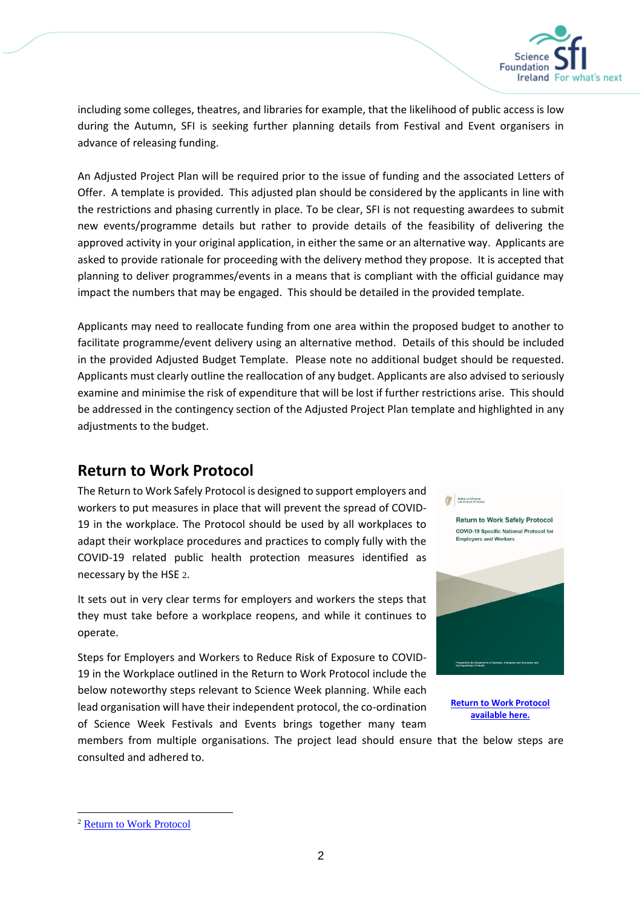including some colleges, theatres, and libraries for example, that the likelihood of public access is low during the Autumn, SFI is seeking further planning details from Festival and Event organisers in advance of releasing funding.

An Adjusted Project Plan will be required prior to the issue of funding and the associated Letters of Offer. A template is provided. This adjusted plan should be considered by the applicants in line with the restrictions and phasing currently in place. To be clear, SFI is not requesting awardees to submit new events/programme details but rather to provide details of the feasibility of delivering the approved activity in your original application, in either the same or an alternative way. Applicants are asked to provide rationale for proceeding with the delivery method they propose. It is accepted that planning to deliver programmes/events in a means that is compliant with the official guidance may impact the numbers that may be engaged. This should be detailed in the provided template.

Applicants may need to reallocate funding from one area within the proposed budget to another to facilitate programme/event delivery using an alternative method. Details of this should be included in the provided Adjusted Budget Template. Please note no additional budget should be requested. Applicants must clearly outline the reallocation of any budget. Applicants are also advised to seriously examine and minimise the risk of expenditure that will be lost if further restrictions arise. This should be addressed in the contingency section of the Adjusted Project Plan template and highlighted in any adjustments to the budget.

## Return to Work Protocol

The Return to Work Safely Protocol is designed to support employers and workers to put measures in place that will prevent the spread of COVID-19 in the workplace. The Protocol should be used by all workplaces to adapt their workplace procedures and practices to comply fully with the COVID-19 related public health protection measures identified as necessary by the HSE [2].

It sets out in very clear terms for employers and workers the steps that they must take before a workplace reopens, and while it continues to operate.

Steps for Employers and Workers to Reduce Risk of Exposure to COVID-19 in the Workplace outlined in the Return to Work Protocol include the below noteworthy steps relevant to Science Week planning. While each lead organisation will have their independent protocol, the co-ordination of Science Week Festivals and Events brings together many team members from multiple organisations. The project lead should ensure that the below steps are consulted and adhered to.

Return to Work Safely Protocol
COVID-19 Specific National Protocol for Employers and Workers

**Return to Work Protocol available here.**

[2] Return to Work Protocol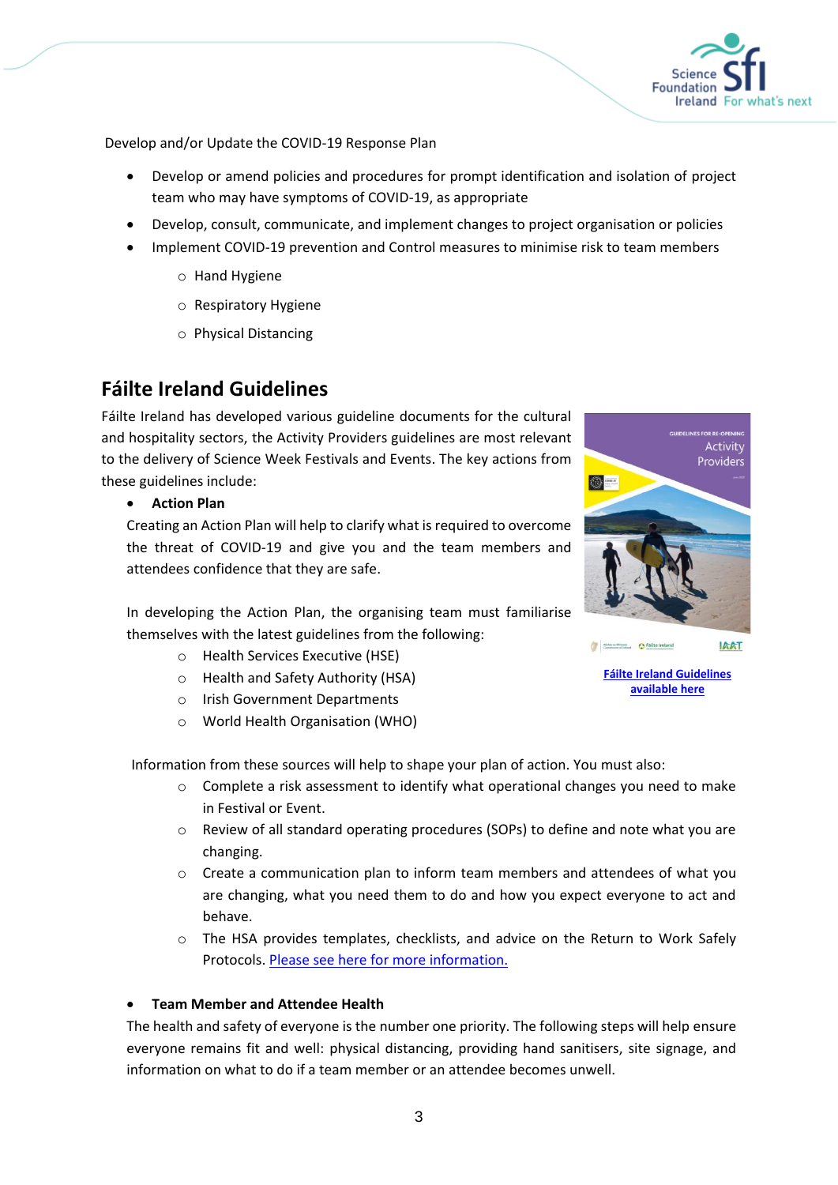Develop and/or Update the COVID-19 Response Plan

- Develop or amend policies and procedures for prompt identification and isolation of project team who may have symptoms of COVID-19, as appropriate
- Develop, consult, communicate, and implement changes to project organisation or policies
- Implement COVID-19 prevention and Control measures to minimise risk to team members
    - Hand Hygiene
    - Respiratory Hygiene
    - Physical Distancing

## Fáilte Ireland Guidelines

Fáilte Ireland has developed various guideline documents for the cultural and hospitality sectors, the Activity Providers guidelines are most relevant to the delivery of Science Week Festivals and Events. The key actions from these guidelines include:

- **Action Plan**

  Creating an Action Plan will help to clarify what is required to overcome the threat of COVID-19 and give you and the team members and attendees confidence that they are safe.

  In developing the Action Plan, the organising team must familiarise themselves with the latest guidelines from the following:

    - Health Services Executive (HSE)
    - Health and Safety Authority (HSA)
    - Irish Government Departments
    - World Health Organisation (WHO)

  Information from these sources will help to shape your plan of action. You must also:

    - Complete a risk assessment to identify what operational changes you need to make in Festival or Event.
    - Review of all standard operating procedures (SOPs) to define and note what you are changing.
    - Create a communication plan to inform team members and attendees of what you are changing, what you need them to do and how you expect everyone to act and behave.
    - The HSA provides templates, checklists, and advice on the Return to Work Safely Protocols. Please see here for more information.

[Fáilte Ireland Guidelines available here](#)

- **Team Member and Attendee Health**

  The health and safety of everyone is the number one priority. The following steps will help ensure everyone remains fit and well: physical distancing, providing hand sanitisers, site signage, and information on what to do if a team member or an attendee becomes unwell.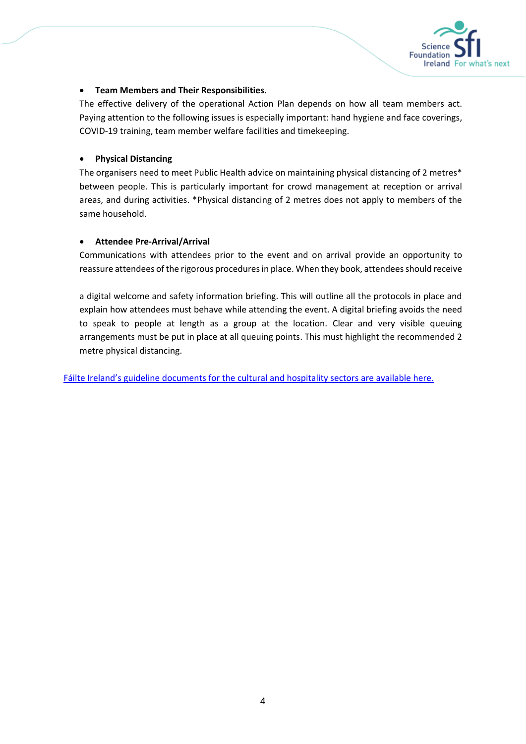- **Team Members and Their Responsibilities.**

The effective delivery of the operational Action Plan depends on how all team members act. Paying attention to the following issues is especially important: hand hygiene and face coverings, COVID-19 training, team member welfare facilities and timekeeping.

- **Physical Distancing**

The organisers need to meet Public Health advice on maintaining physical distancing of 2 metres* between people. This is particularly important for crowd management at reception or arrival areas, and during activities. *Physical distancing of 2 metres does not apply to members of the same household.

- **Attendee Pre-Arrival/Arrival**

Communications with attendees prior to the event and on arrival provide an opportunity to reassure attendees of the rigorous procedures in place. When they book, attendees should receive

a digital welcome and safety information briefing. This will outline all the protocols in place and explain how attendees must behave while attending the event. A digital briefing avoids the need to speak to people at length as a group at the location. Clear and very visible queuing arrangements must be put in place at all queuing points. This must highlight the recommended 2 metre physical distancing.

Fáilte Ireland's guideline documents for the cultural and hospitality sectors are available here.